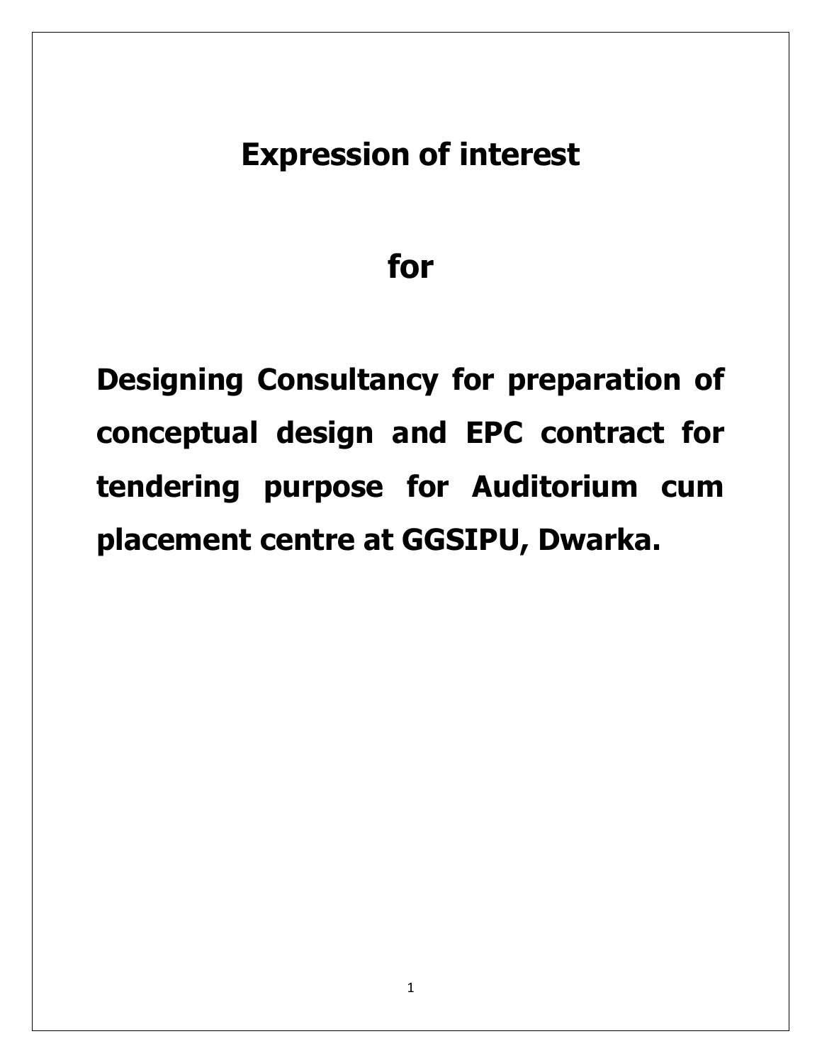# Expression of interest

# for

# Designing Consultancy for preparation of conceptual design and EPC contract for tendering purpose for Auditorium cum placement centre at GGSIPU, Dwarka.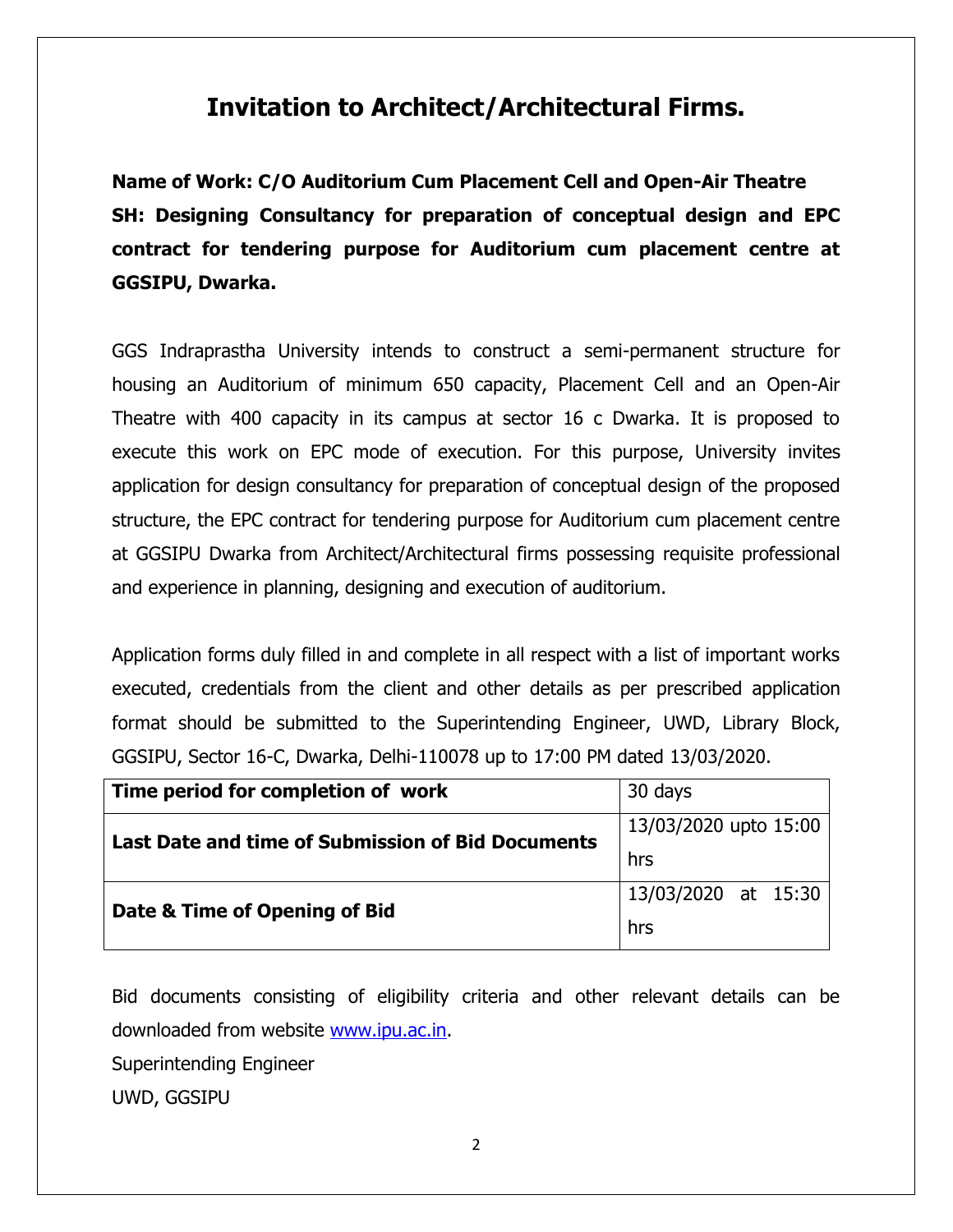# Invitation to Architect/Architectural Firms.

**Name of Work: C/O Auditorium Cum Placement Cell and Open-Air Theatre SH: Designing Consultancy for preparation of conceptual design and EPC contract for tendering purpose for Auditorium cum placement centre at GGSIPU, Dwarka.**

GGS Indraprastha University intends to construct a semi-permanent structure for housing an Auditorium of minimum 650 capacity, Placement Cell and an Open-Air Theatre with 400 capacity in its campus at sector 16 c Dwarka. It is proposed to execute this work on EPC mode of execution. For this purpose, University invites application for design consultancy for preparation of conceptual design of the proposed structure, the EPC contract for tendering purpose for Auditorium cum placement centre at GGSIPU Dwarka from Architect/Architectural firms possessing requisite professional and experience in planning, designing and execution of auditorium.

Application forms duly filled in and complete in all respect with a list of important works executed, credentials from the client and other details as per prescribed application format should be submitted to the Superintending Engineer, UWD, Library Block, GGSIPU, Sector 16-C, Dwarka, Delhi-110078 up to 17:00 PM dated 13/03/2020.

| **Time period for completion of work** | 30 days |
|---|---|
| **Last Date and time of Submission of Bid Documents** | 13/03/2020 upto 15:00 hrs |
| **Date & Time of Opening of Bid** | 13/03/2020 at 15:30 hrs |

Bid documents consisting of eligibility criteria and other relevant details can be downloaded from website www.ipu.ac.in.

Superintending Engineer

UWD, GGSIPU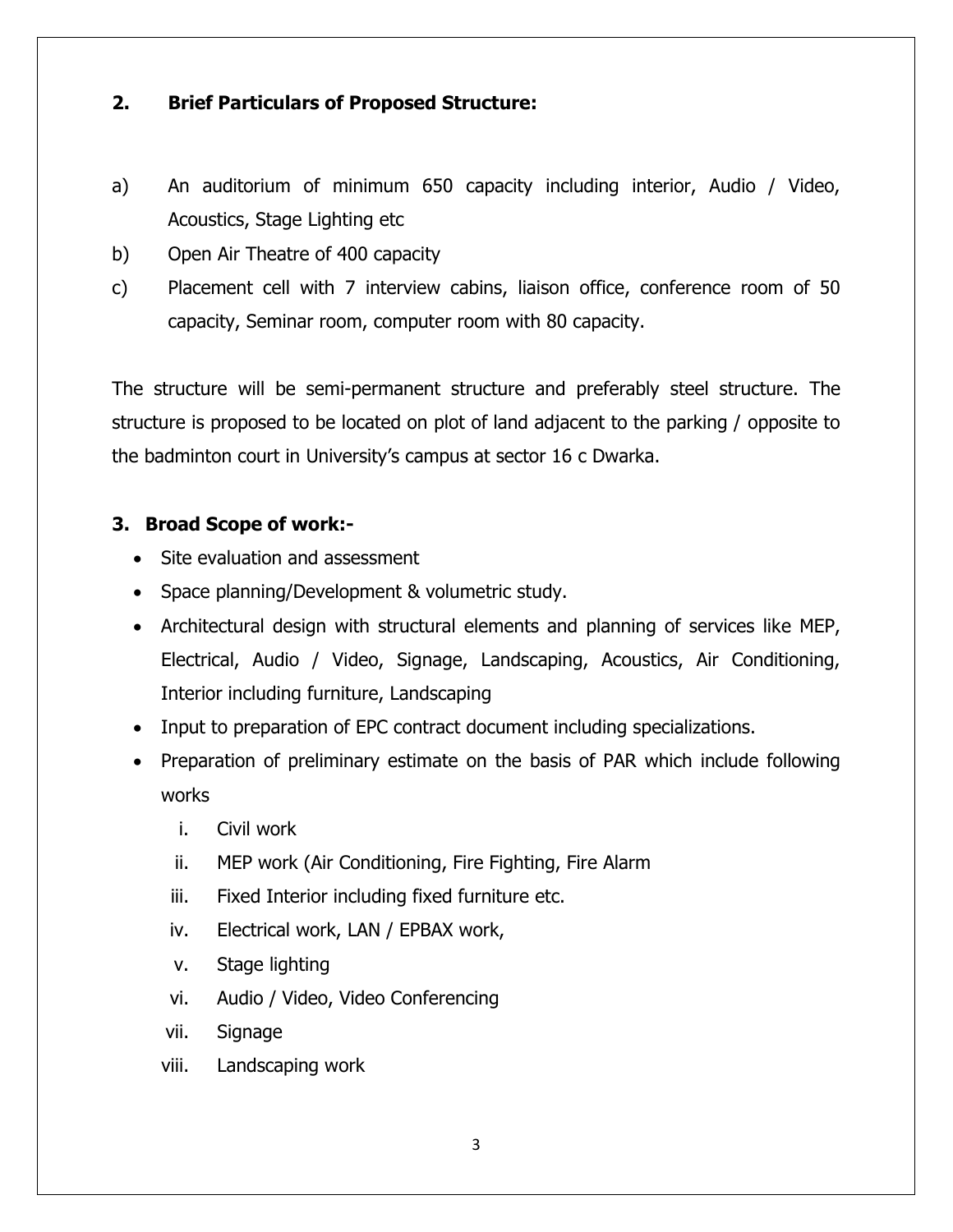## 2. Brief Particulars of Proposed Structure:

a) An auditorium of minimum 650 capacity including interior, Audio / Video, Acoustics, Stage Lighting etc

b) Open Air Theatre of 400 capacity

c) Placement cell with 7 interview cabins, liaison office, conference room of 50 capacity, Seminar room, computer room with 80 capacity.

The structure will be semi-permanent structure and preferably steel structure. The structure is proposed to be located on plot of land adjacent to the parking / opposite to the badminton court in University's campus at sector 16 c Dwarka.

## 3. Broad Scope of work:-

- Site evaluation and assessment
- Space planning/Development & volumetric study.
- Architectural design with structural elements and planning of services like MEP, Electrical, Audio / Video, Signage, Landscaping, Acoustics, Air Conditioning, Interior including furniture, Landscaping
- Input to preparation of EPC contract document including specializations.
- Preparation of preliminary estimate on the basis of PAR which include following works
   i. Civil work
   ii. MEP work (Air Conditioning, Fire Fighting, Fire Alarm
   iii. Fixed Interior including fixed furniture etc.
   iv. Electrical work, LAN / EPBAX work,
   v. Stage lighting
   vi. Audio / Video, Video Conferencing
   vii. Signage
   viii. Landscaping work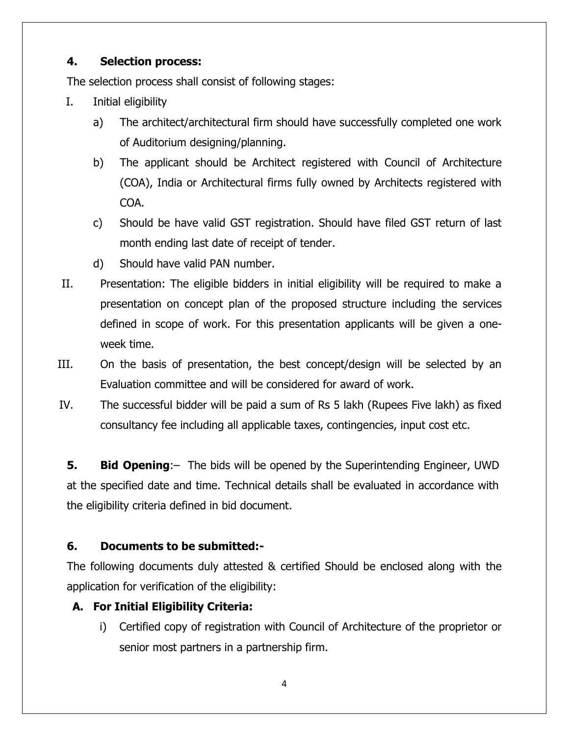### 4. Selection process:

The selection process shall consist of following stages:

I. Initial eligibility

   a) The architect/architectural firm should have successfully completed one work of Auditorium designing/planning.

   b) The applicant should be Architect registered with Council of Architecture (COA), India or Architectural firms fully owned by Architects registered with COA.

   c) Should be have valid GST registration. Should have filed GST return of last month ending last date of receipt of tender.

   d) Should have valid PAN number.

II. Presentation: The eligible bidders in initial eligibility will be required to make a presentation on concept plan of the proposed structure including the services defined in scope of work. For this presentation applicants will be given a one-week time.

III. On the basis of presentation, the best concept/design will be selected by an Evaluation committee and will be considered for award of work.

IV. The successful bidder will be paid a sum of Rs 5 lakh (Rupees Five lakh) as fixed consultancy fee including all applicable taxes, contingencies, input cost etc.

**5. Bid Opening**:– The bids will be opened by the Superintending Engineer, UWD at the specified date and time. Technical details shall be evaluated in accordance with the eligibility criteria defined in bid document.

### 6. Documents to be submitted:-

The following documents duly attested & certified Should be enclosed along with the application for verification of the eligibility:

**A. For Initial Eligibility Criteria:**

   i) Certified copy of registration with Council of Architecture of the proprietor or senior most partners in a partnership firm.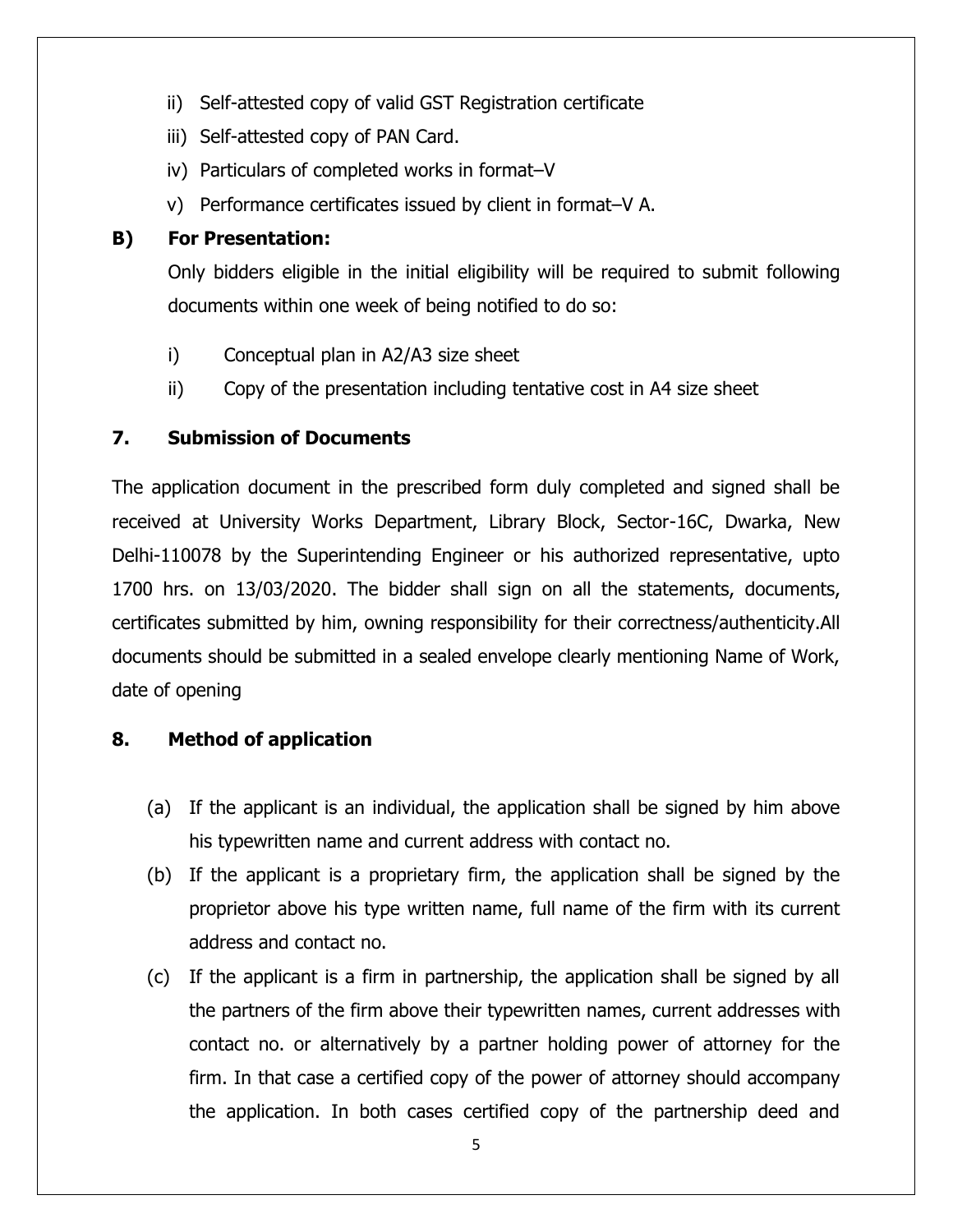ii) Self-attested copy of valid GST Registration certificate
iii) Self-attested copy of PAN Card.
iv) Particulars of completed works in format–V
v) Performance certificates issued by client in format–V A.

**B) For Presentation:**

Only bidders eligible in the initial eligibility will be required to submit following documents within one week of being notified to do so:

i) Conceptual plan in A2/A3 size sheet
ii) Copy of the presentation including tentative cost in A4 size sheet

**7. Submission of Documents**

The application document in the prescribed form duly completed and signed shall be received at University Works Department, Library Block, Sector-16C, Dwarka, New Delhi-110078 by the Superintending Engineer or his authorized representative, upto 1700 hrs. on 13/03/2020. The bidder shall sign on all the statements, documents, certificates submitted by him, owning responsibility for their correctness/authenticity.All documents should be submitted in a sealed envelope clearly mentioning Name of Work, date of opening

**8. Method of application**

(a) If the applicant is an individual, the application shall be signed by him above his typewritten name and current address with contact no.
(b) If the applicant is a proprietary firm, the application shall be signed by the proprietor above his type written name, full name of the firm with its current address and contact no.
(c) If the applicant is a firm in partnership, the application shall be signed by all the partners of the firm above their typewritten names, current addresses with contact no. or alternatively by a partner holding power of attorney for the firm. In that case a certified copy of the power of attorney should accompany the application. In both cases certified copy of the partnership deed and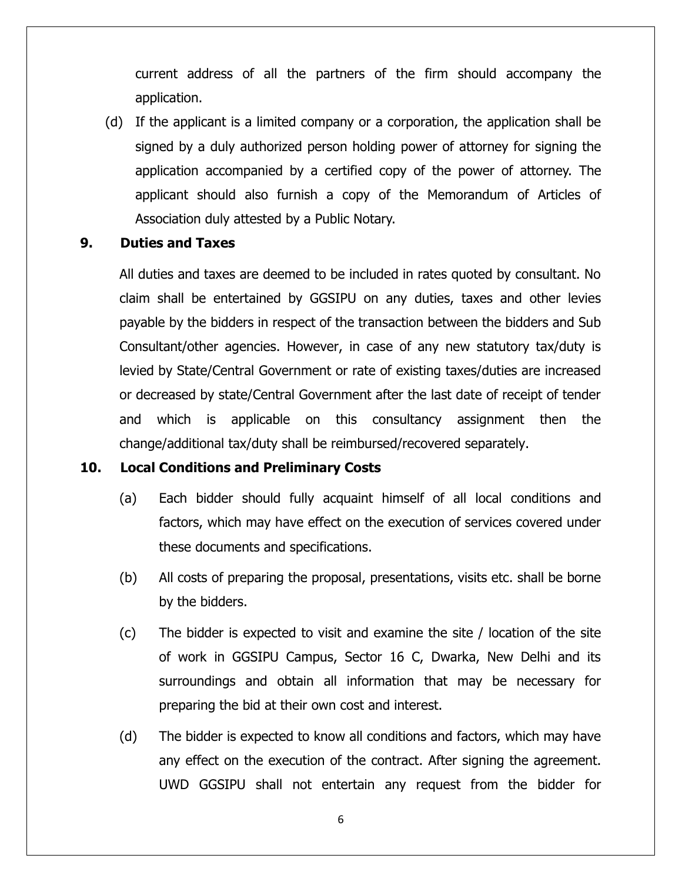current address of all the partners of the firm should accompany the application.

(d) If the applicant is a limited company or a corporation, the application shall be signed by a duly authorized person holding power of attorney for signing the application accompanied by a certified copy of the power of attorney. The applicant should also furnish a copy of the Memorandum of Articles of Association duly attested by a Public Notary.

**9. Duties and Taxes**

All duties and taxes are deemed to be included in rates quoted by consultant. No claim shall be entertained by GGSIPU on any duties, taxes and other levies payable by the bidders in respect of the transaction between the bidders and Sub Consultant/other agencies. However, in case of any new statutory tax/duty is levied by State/Central Government or rate of existing taxes/duties are increased or decreased by state/Central Government after the last date of receipt of tender and which is applicable on this consultancy assignment then the change/additional tax/duty shall be reimbursed/recovered separately.

**10. Local Conditions and Preliminary Costs**

(a) Each bidder should fully acquaint himself of all local conditions and factors, which may have effect on the execution of services covered under these documents and specifications.

(b) All costs of preparing the proposal, presentations, visits etc. shall be borne by the bidders.

(c) The bidder is expected to visit and examine the site / location of the site of work in GGSIPU Campus, Sector 16 C, Dwarka, New Delhi and its surroundings and obtain all information that may be necessary for preparing the bid at their own cost and interest.

(d) The bidder is expected to know all conditions and factors, which may have any effect on the execution of the contract. After signing the agreement. UWD GGSIPU shall not entertain any request from the bidder for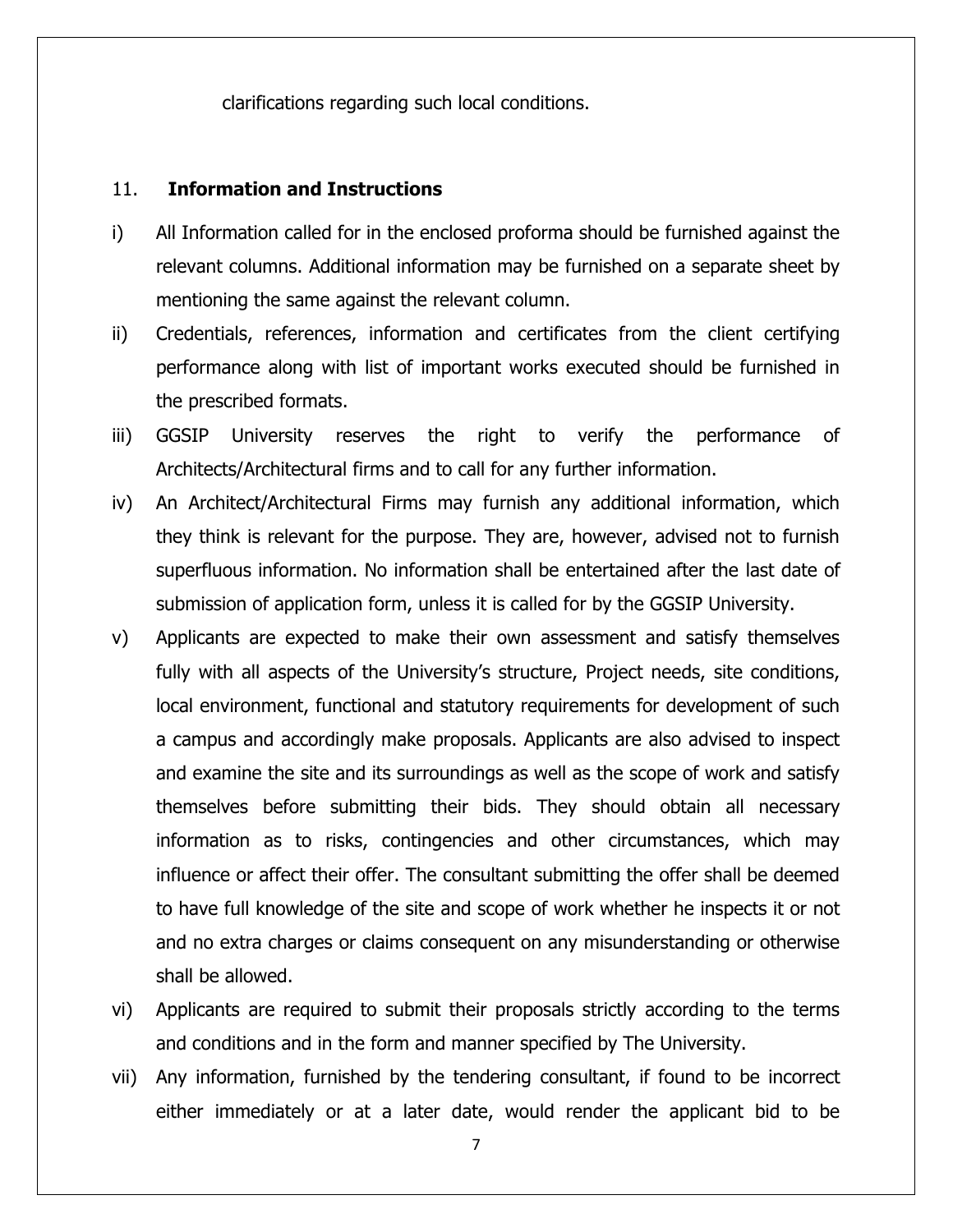clarifications regarding such local conditions.

## 11. Information and Instructions

i) All Information called for in the enclosed proforma should be furnished against the relevant columns. Additional information may be furnished on a separate sheet by mentioning the same against the relevant column.

ii) Credentials, references, information and certificates from the client certifying performance along with list of important works executed should be furnished in the prescribed formats.

iii) GGSIP University reserves the right to verify the performance of Architects/Architectural firms and to call for any further information.

iv) An Architect/Architectural Firms may furnish any additional information, which they think is relevant for the purpose. They are, however, advised not to furnish superfluous information. No information shall be entertained after the last date of submission of application form, unless it is called for by the GGSIP University.

v) Applicants are expected to make their own assessment and satisfy themselves fully with all aspects of the University's structure, Project needs, site conditions, local environment, functional and statutory requirements for development of such a campus and accordingly make proposals. Applicants are also advised to inspect and examine the site and its surroundings as well as the scope of work and satisfy themselves before submitting their bids. They should obtain all necessary information as to risks, contingencies and other circumstances, which may influence or affect their offer. The consultant submitting the offer shall be deemed to have full knowledge of the site and scope of work whether he inspects it or not and no extra charges or claims consequent on any misunderstanding or otherwise shall be allowed.

vi) Applicants are required to submit their proposals strictly according to the terms and conditions and in the form and manner specified by The University.

vii) Any information, furnished by the tendering consultant, if found to be incorrect either immediately or at a later date, would render the applicant bid to be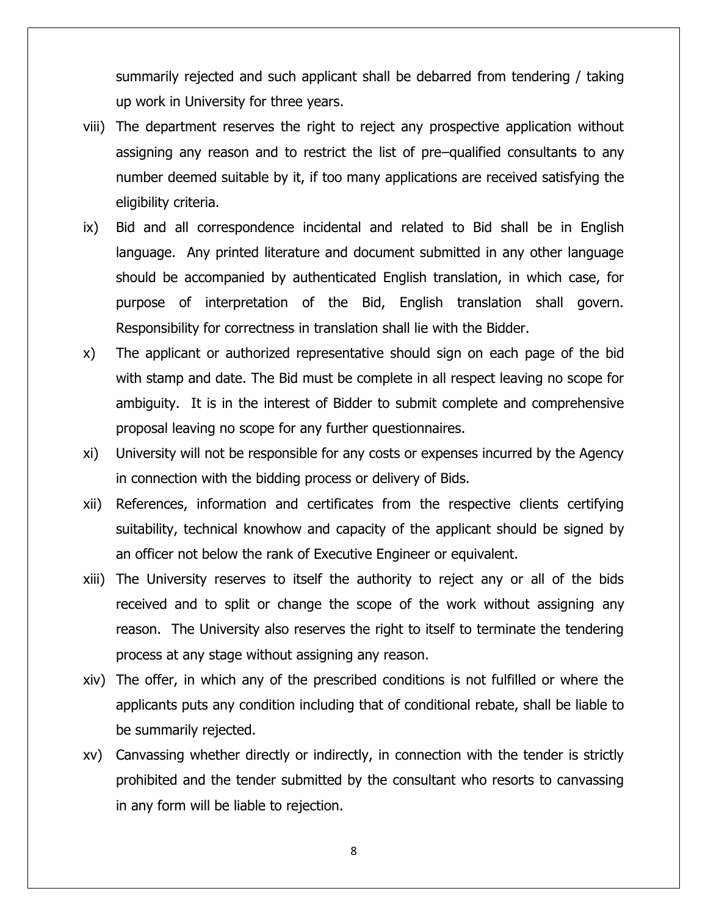summarily rejected and such applicant shall be debarred from tendering / taking up work in University for three years.

viii) The department reserves the right to reject any prospective application without assigning any reason and to restrict the list of pre–qualified consultants to any number deemed suitable by it, if too many applications are received satisfying the eligibility criteria.

ix) Bid and all correspondence incidental and related to Bid shall be in English language. Any printed literature and document submitted in any other language should be accompanied by authenticated English translation, in which case, for purpose of interpretation of the Bid, English translation shall govern. Responsibility for correctness in translation shall lie with the Bidder.

x) The applicant or authorized representative should sign on each page of the bid with stamp and date. The Bid must be complete in all respect leaving no scope for ambiguity. It is in the interest of Bidder to submit complete and comprehensive proposal leaving no scope for any further questionnaires.

xi) University will not be responsible for any costs or expenses incurred by the Agency in connection with the bidding process or delivery of Bids.

xii) References, information and certificates from the respective clients certifying suitability, technical knowhow and capacity of the applicant should be signed by an officer not below the rank of Executive Engineer or equivalent.

xiii) The University reserves to itself the authority to reject any or all of the bids received and to split or change the scope of the work without assigning any reason. The University also reserves the right to itself to terminate the tendering process at any stage without assigning any reason.

xiv) The offer, in which any of the prescribed conditions is not fulfilled or where the applicants puts any condition including that of conditional rebate, shall be liable to be summarily rejected.

xv) Canvassing whether directly or indirectly, in connection with the tender is strictly prohibited and the tender submitted by the consultant who resorts to canvassing in any form will be liable to rejection.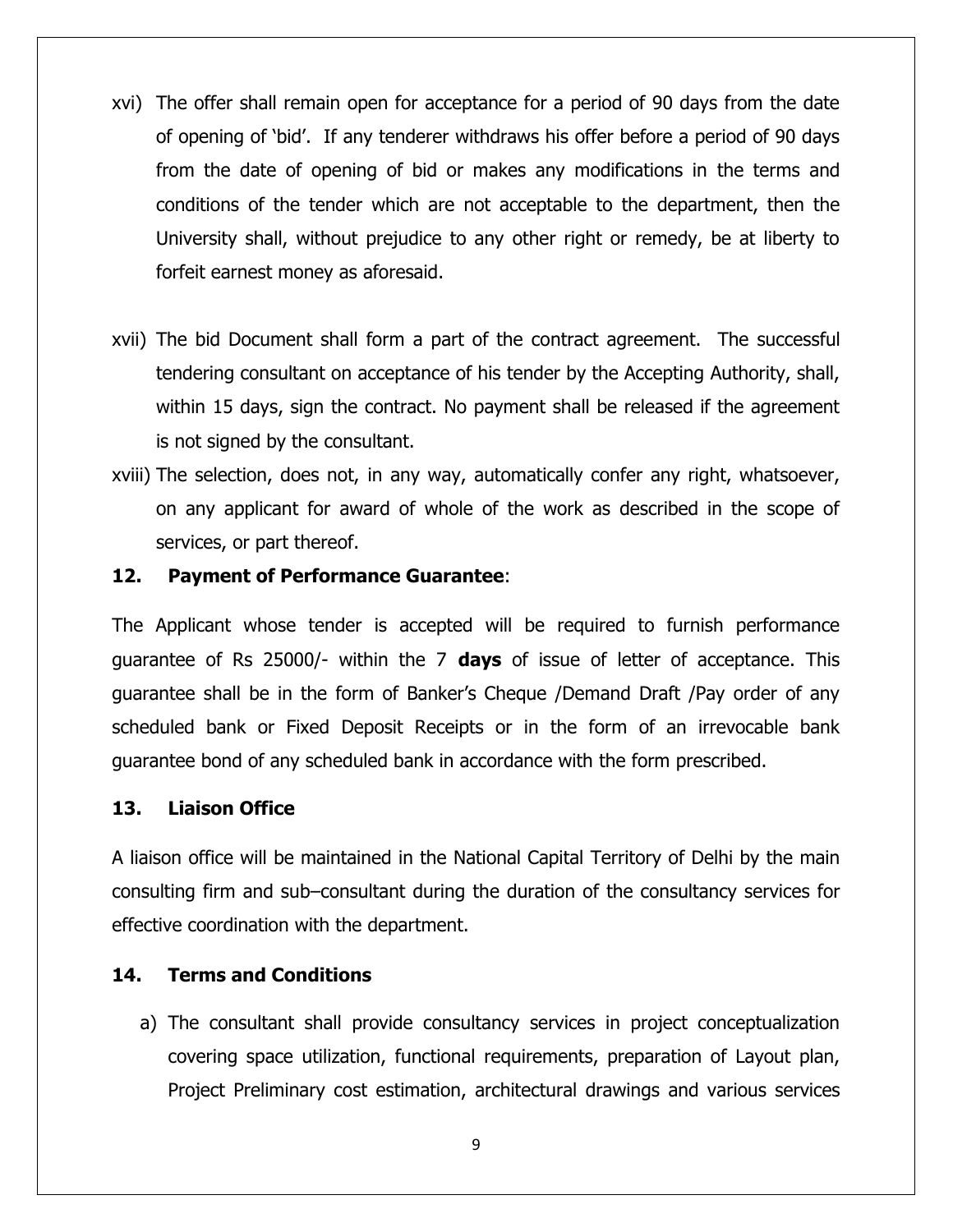xvi) The offer shall remain open for acceptance for a period of 90 days from the date of opening of 'bid'. If any tenderer withdraws his offer before a period of 90 days from the date of opening of bid or makes any modifications in the terms and conditions of the tender which are not acceptable to the department, then the University shall, without prejudice to any other right or remedy, be at liberty to forfeit earnest money as aforesaid.

xvii) The bid Document shall form a part of the contract agreement. The successful tendering consultant on acceptance of his tender by the Accepting Authority, shall, within 15 days, sign the contract. No payment shall be released if the agreement is not signed by the consultant.

xviii) The selection, does not, in any way, automatically confer any right, whatsoever, on any applicant for award of whole of the work as described in the scope of services, or part thereof.

## 12. Payment of Performance Guarantee:

The Applicant whose tender is accepted will be required to furnish performance guarantee of Rs 25000/- within the 7 **days** of issue of letter of acceptance. This guarantee shall be in the form of Banker's Cheque /Demand Draft /Pay order of any scheduled bank or Fixed Deposit Receipts or in the form of an irrevocable bank guarantee bond of any scheduled bank in accordance with the form prescribed.

## 13. Liaison Office

A liaison office will be maintained in the National Capital Territory of Delhi by the main consulting firm and sub–consultant during the duration of the consultancy services for effective coordination with the department.

## 14. Terms and Conditions

a) The consultant shall provide consultancy services in project conceptualization covering space utilization, functional requirements, preparation of Layout plan, Project Preliminary cost estimation, architectural drawings and various services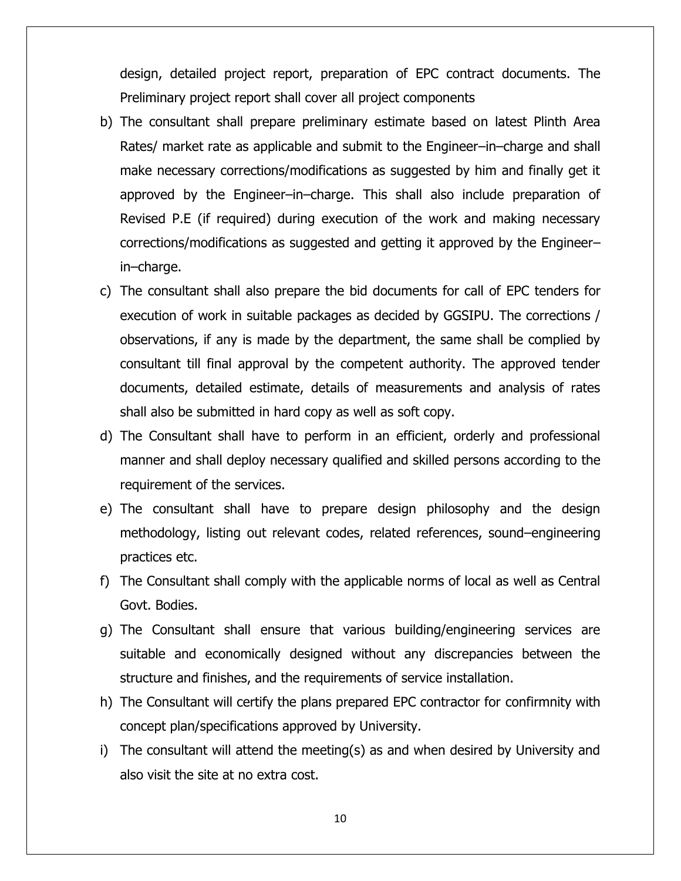design, detailed project report, preparation of EPC contract documents. The Preliminary project report shall cover all project components

b) The consultant shall prepare preliminary estimate based on latest Plinth Area Rates/ market rate as applicable and submit to the Engineer–in–charge and shall make necessary corrections/modifications as suggested by him and finally get it approved by the Engineer–in–charge. This shall also include preparation of Revised P.E (if required) during execution of the work and making necessary corrections/modifications as suggested and getting it approved by the Engineer–in–charge.

c) The consultant shall also prepare the bid documents for call of EPC tenders for execution of work in suitable packages as decided by GGSIPU. The corrections / observations, if any is made by the department, the same shall be complied by consultant till final approval by the competent authority. The approved tender documents, detailed estimate, details of measurements and analysis of rates shall also be submitted in hard copy as well as soft copy.

d) The Consultant shall have to perform in an efficient, orderly and professional manner and shall deploy necessary qualified and skilled persons according to the requirement of the services.

e) The consultant shall have to prepare design philosophy and the design methodology, listing out relevant codes, related references, sound–engineering practices etc.

f) The Consultant shall comply with the applicable norms of local as well as Central Govt. Bodies.

g) The Consultant shall ensure that various building/engineering services are suitable and economically designed without any discrepancies between the structure and finishes, and the requirements of service installation.

h) The Consultant will certify the plans prepared EPC contractor for confirmnity with concept plan/specifications approved by University.

i) The consultant will attend the meeting(s) as and when desired by University and also visit the site at no extra cost.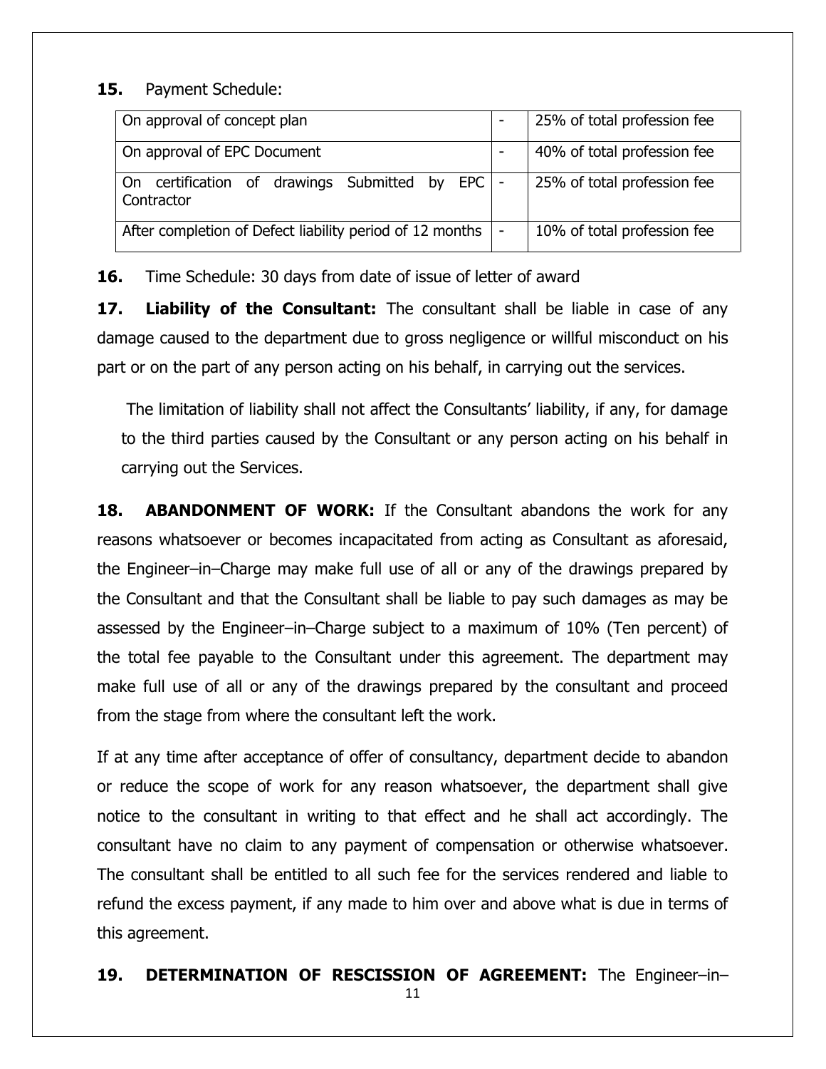**15.** Payment Schedule:

| | | |
|---|---|---|
| On approval of concept plan | - | 25% of total profession fee |
| On approval of EPC Document | - | 40% of total profession fee |
| On certification of drawings Submitted by EPC Contractor | - | 25% of total profession fee |
| After completion of Defect liability period of 12 months | - | 10% of total profession fee |

**16.** Time Schedule: 30 days from date of issue of letter of award

**17. Liability of the Consultant:** The consultant shall be liable in case of any damage caused to the department due to gross negligence or willful misconduct on his part or on the part of any person acting on his behalf, in carrying out the services.

The limitation of liability shall not affect the Consultants' liability, if any, for damage to the third parties caused by the Consultant or any person acting on his behalf in carrying out the Services.

**18. ABANDONMENT OF WORK:** If the Consultant abandons the work for any reasons whatsoever or becomes incapacitated from acting as Consultant as aforesaid, the Engineer–in–Charge may make full use of all or any of the drawings prepared by the Consultant and that the Consultant shall be liable to pay such damages as may be assessed by the Engineer–in–Charge subject to a maximum of 10% (Ten percent) of the total fee payable to the Consultant under this agreement. The department may make full use of all or any of the drawings prepared by the consultant and proceed from the stage from where the consultant left the work.

If at any time after acceptance of offer of consultancy, department decide to abandon or reduce the scope of work for any reason whatsoever, the department shall give notice to the consultant in writing to that effect and he shall act accordingly. The consultant have no claim to any payment of compensation or otherwise whatsoever. The consultant shall be entitled to all such fee for the services rendered and liable to refund the excess payment, if any made to him over and above what is due in terms of this agreement.

**19. DETERMINATION OF RESCISSION OF AGREEMENT:** The Engineer–in–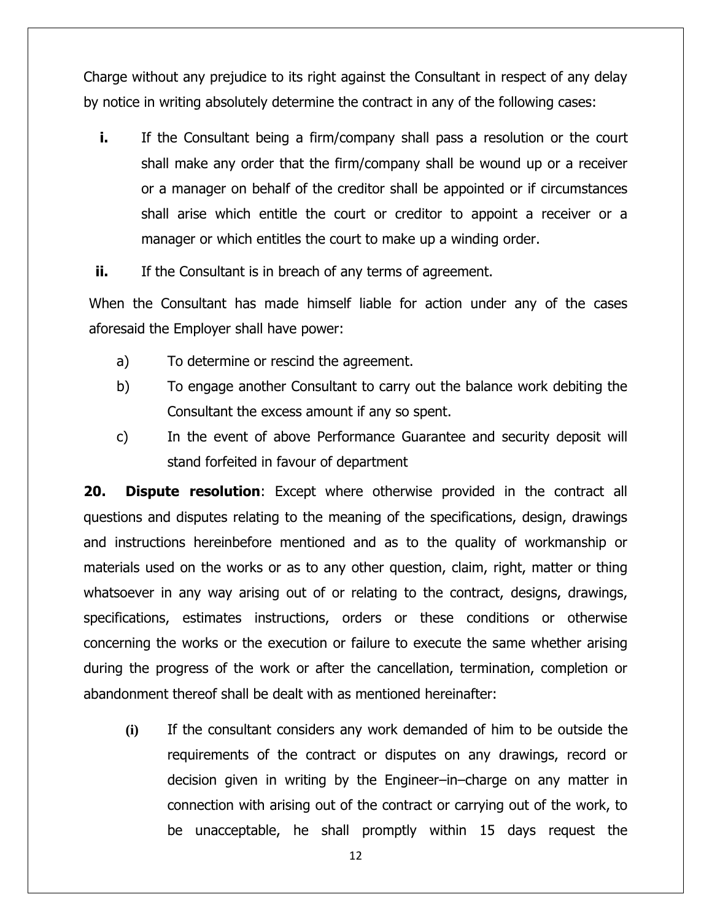Charge without any prejudice to its right against the Consultant in respect of any delay by notice in writing absolutely determine the contract in any of the following cases:

**i.** If the Consultant being a firm/company shall pass a resolution or the court shall make any order that the firm/company shall be wound up or a receiver or a manager on behalf of the creditor shall be appointed or if circumstances shall arise which entitle the court or creditor to appoint a receiver or a manager or which entitles the court to make up a winding order.

**ii.** If the Consultant is in breach of any terms of agreement.

When the Consultant has made himself liable for action under any of the cases aforesaid the Employer shall have power:

a) To determine or rescind the agreement.

b) To engage another Consultant to carry out the balance work debiting the Consultant the excess amount if any so spent.

c) In the event of above Performance Guarantee and security deposit will stand forfeited in favour of department

**20. Dispute resolution**: Except where otherwise provided in the contract all questions and disputes relating to the meaning of the specifications, design, drawings and instructions hereinbefore mentioned and as to the quality of workmanship or materials used on the works or as to any other question, claim, right, matter or thing whatsoever in any way arising out of or relating to the contract, designs, drawings, specifications, estimates instructions, orders or these conditions or otherwise concerning the works or the execution or failure to execute the same whether arising during the progress of the work or after the cancellation, termination, completion or abandonment thereof shall be dealt with as mentioned hereinafter:

**(i)** If the consultant considers any work demanded of him to be outside the requirements of the contract or disputes on any drawings, record or decision given in writing by the Engineer–in–charge on any matter in connection with arising out of the contract or carrying out of the work, to be unacceptable, he shall promptly within 15 days request the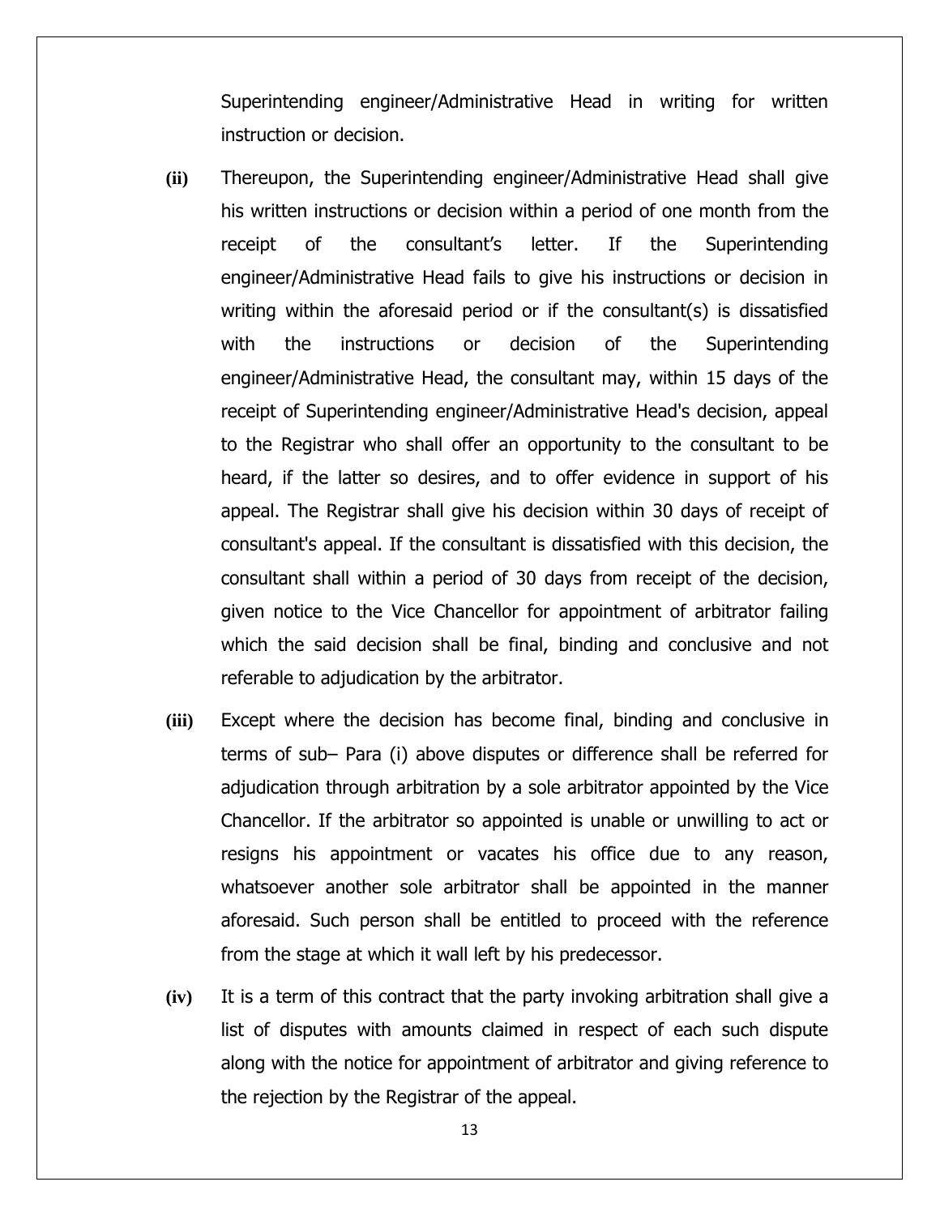Superintending engineer/Administrative Head in writing for written instruction or decision.

**(ii)** Thereupon, the Superintending engineer/Administrative Head shall give his written instructions or decision within a period of one month from the receipt of the consultant's letter. If the Superintending engineer/Administrative Head fails to give his instructions or decision in writing within the aforesaid period or if the consultant(s) is dissatisfied with the instructions or decision of the Superintending engineer/Administrative Head, the consultant may, within 15 days of the receipt of Superintending engineer/Administrative Head's decision, appeal to the Registrar who shall offer an opportunity to the consultant to be heard, if the latter so desires, and to offer evidence in support of his appeal. The Registrar shall give his decision within 30 days of receipt of consultant's appeal. If the consultant is dissatisfied with this decision, the consultant shall within a period of 30 days from receipt of the decision, given notice to the Vice Chancellor for appointment of arbitrator failing which the said decision shall be final, binding and conclusive and not referable to adjudication by the arbitrator.

**(iii)** Except where the decision has become final, binding and conclusive in terms of sub– Para (i) above disputes or difference shall be referred for adjudication through arbitration by a sole arbitrator appointed by the Vice Chancellor. If the arbitrator so appointed is unable or unwilling to act or resigns his appointment or vacates his office due to any reason, whatsoever another sole arbitrator shall be appointed in the manner aforesaid. Such person shall be entitled to proceed with the reference from the stage at which it wall left by his predecessor.

**(iv)** It is a term of this contract that the party invoking arbitration shall give a list of disputes with amounts claimed in respect of each such dispute along with the notice for appointment of arbitrator and giving reference to the rejection by the Registrar of the appeal.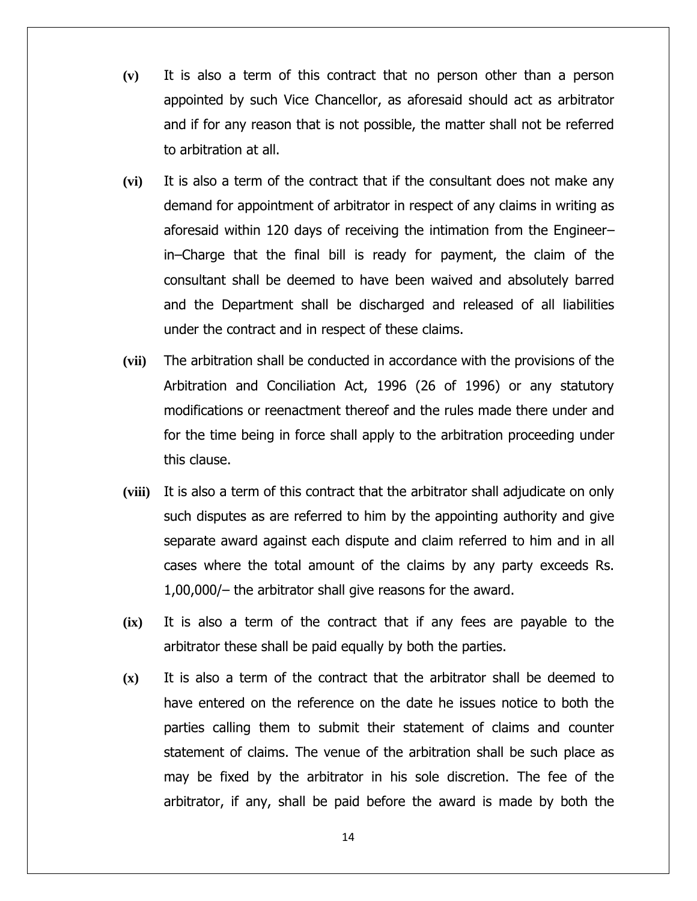**(v)** It is also a term of this contract that no person other than a person appointed by such Vice Chancellor, as aforesaid should act as arbitrator and if for any reason that is not possible, the matter shall not be referred to arbitration at all.

**(vi)** It is also a term of the contract that if the consultant does not make any demand for appointment of arbitrator in respect of any claims in writing as aforesaid within 120 days of receiving the intimation from the Engineer–in–Charge that the final bill is ready for payment, the claim of the consultant shall be deemed to have been waived and absolutely barred and the Department shall be discharged and released of all liabilities under the contract and in respect of these claims.

**(vii)** The arbitration shall be conducted in accordance with the provisions of the Arbitration and Conciliation Act, 1996 (26 of 1996) or any statutory modifications or reenactment thereof and the rules made there under and for the time being in force shall apply to the arbitration proceeding under this clause.

**(viii)** It is also a term of this contract that the arbitrator shall adjudicate on only such disputes as are referred to him by the appointing authority and give separate award against each dispute and claim referred to him and in all cases where the total amount of the claims by any party exceeds Rs. 1,00,000/– the arbitrator shall give reasons for the award.

**(ix)** It is also a term of the contract that if any fees are payable to the arbitrator these shall be paid equally by both the parties.

**(x)** It is also a term of the contract that the arbitrator shall be deemed to have entered on the reference on the date he issues notice to both the parties calling them to submit their statement of claims and counter statement of claims. The venue of the arbitration shall be such place as may be fixed by the arbitrator in his sole discretion. The fee of the arbitrator, if any, shall be paid before the award is made by both the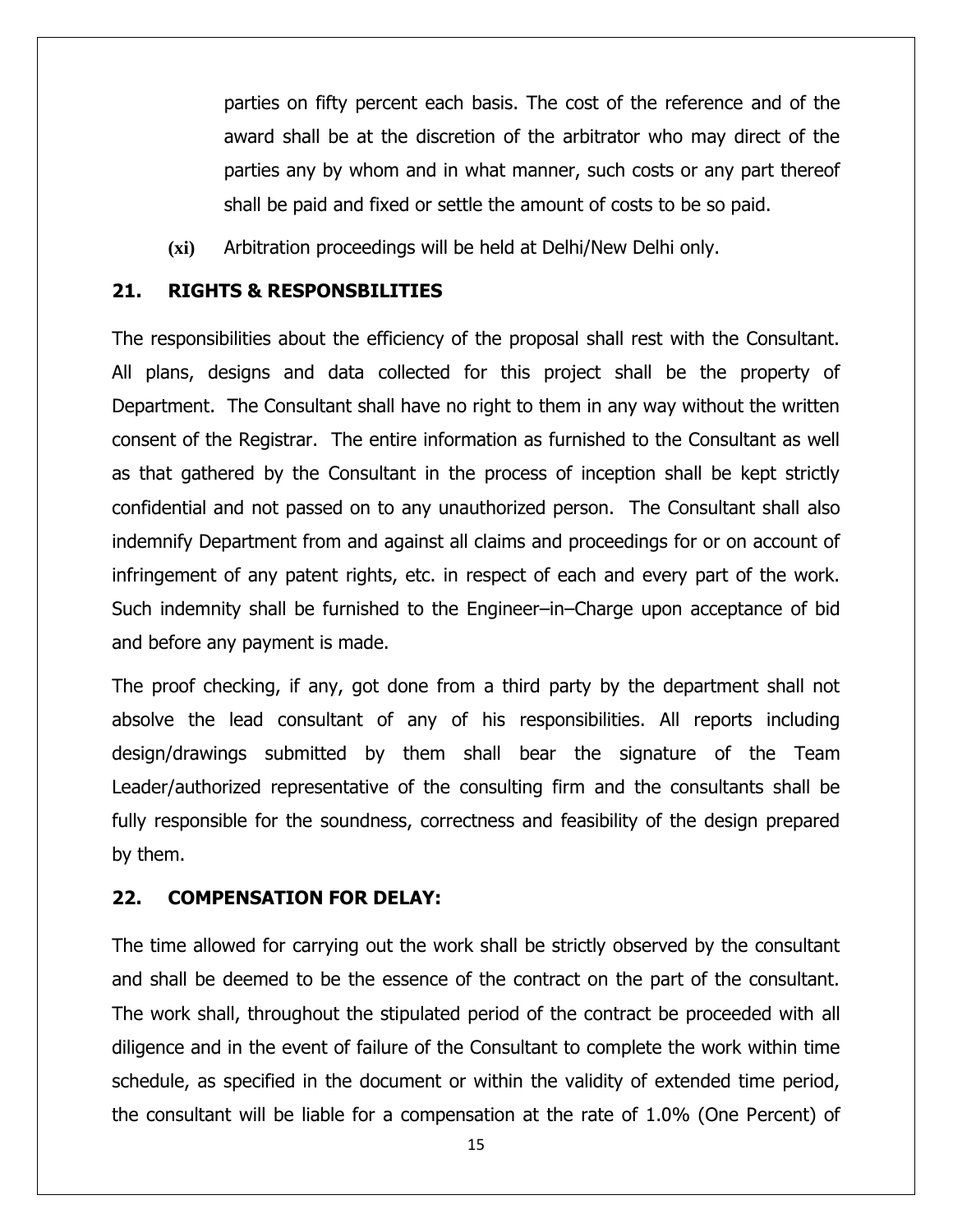parties on fifty percent each basis. The cost of the reference and of the award shall be at the discretion of the arbitrator who may direct of the parties any by whom and in what manner, such costs or any part thereof shall be paid and fixed or settle the amount of costs to be so paid.

**(xi)** Arbitration proceedings will be held at Delhi/New Delhi only.

## 21. RIGHTS & RESPONSBILITIES

The responsibilities about the efficiency of the proposal shall rest with the Consultant. All plans, designs and data collected for this project shall be the property of Department. The Consultant shall have no right to them in any way without the written consent of the Registrar. The entire information as furnished to the Consultant as well as that gathered by the Consultant in the process of inception shall be kept strictly confidential and not passed on to any unauthorized person. The Consultant shall also indemnify Department from and against all claims and proceedings for or on account of infringement of any patent rights, etc. in respect of each and every part of the work. Such indemnity shall be furnished to the Engineer–in–Charge upon acceptance of bid and before any payment is made.

The proof checking, if any, got done from a third party by the department shall not absolve the lead consultant of any of his responsibilities. All reports including design/drawings submitted by them shall bear the signature of the Team Leader/authorized representative of the consulting firm and the consultants shall be fully responsible for the soundness, correctness and feasibility of the design prepared by them.

## 22. COMPENSATION FOR DELAY:

The time allowed for carrying out the work shall be strictly observed by the consultant and shall be deemed to be the essence of the contract on the part of the consultant. The work shall, throughout the stipulated period of the contract be proceeded with all diligence and in the event of failure of the Consultant to complete the work within time schedule, as specified in the document or within the validity of extended time period, the consultant will be liable for a compensation at the rate of 1.0% (One Percent) of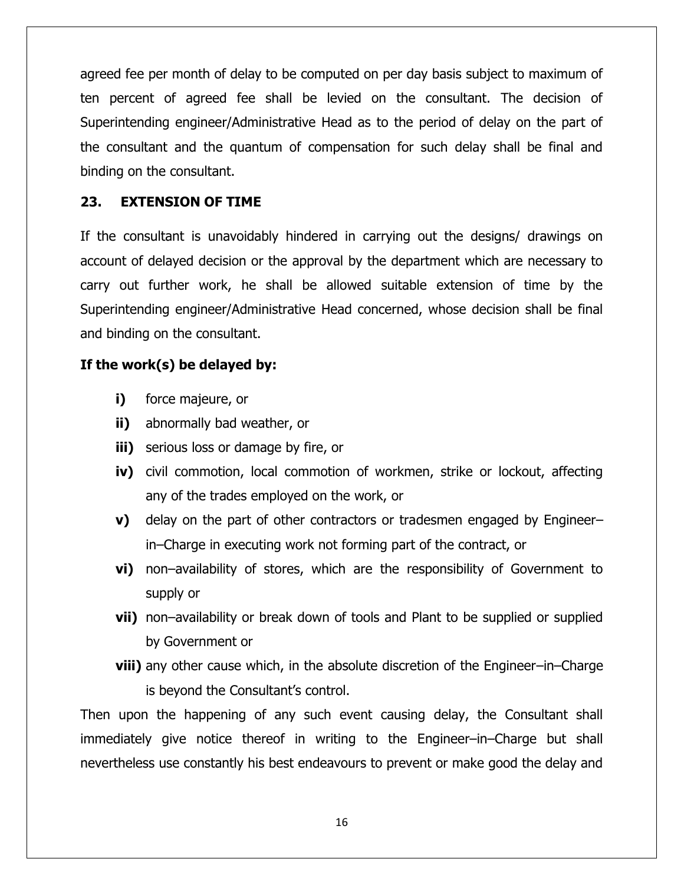agreed fee per month of delay to be computed on per day basis subject to maximum of ten percent of agreed fee shall be levied on the consultant. The decision of Superintending engineer/Administrative Head as to the period of delay on the part of the consultant and the quantum of compensation for such delay shall be final and binding on the consultant.

## 23. EXTENSION OF TIME

If the consultant is unavoidably hindered in carrying out the designs/ drawings on account of delayed decision or the approval by the department which are necessary to carry out further work, he shall be allowed suitable extension of time by the Superintending engineer/Administrative Head concerned, whose decision shall be final and binding on the consultant.

**If the work(s) be delayed by:**

- **i)** force majeure, or
- **ii)** abnormally bad weather, or
- **iii)** serious loss or damage by fire, or
- **iv)** civil commotion, local commotion of workmen, strike or lockout, affecting any of the trades employed on the work, or
- **v)** delay on the part of other contractors or tradesmen engaged by Engineer–in–Charge in executing work not forming part of the contract, or
- **vi)** non–availability of stores, which are the responsibility of Government to supply or
- **vii)** non–availability or break down of tools and Plant to be supplied or supplied by Government or
- **viii)** any other cause which, in the absolute discretion of the Engineer–in–Charge is beyond the Consultant's control.

Then upon the happening of any such event causing delay, the Consultant shall immediately give notice thereof in writing to the Engineer–in–Charge but shall nevertheless use constantly his best endeavours to prevent or make good the delay and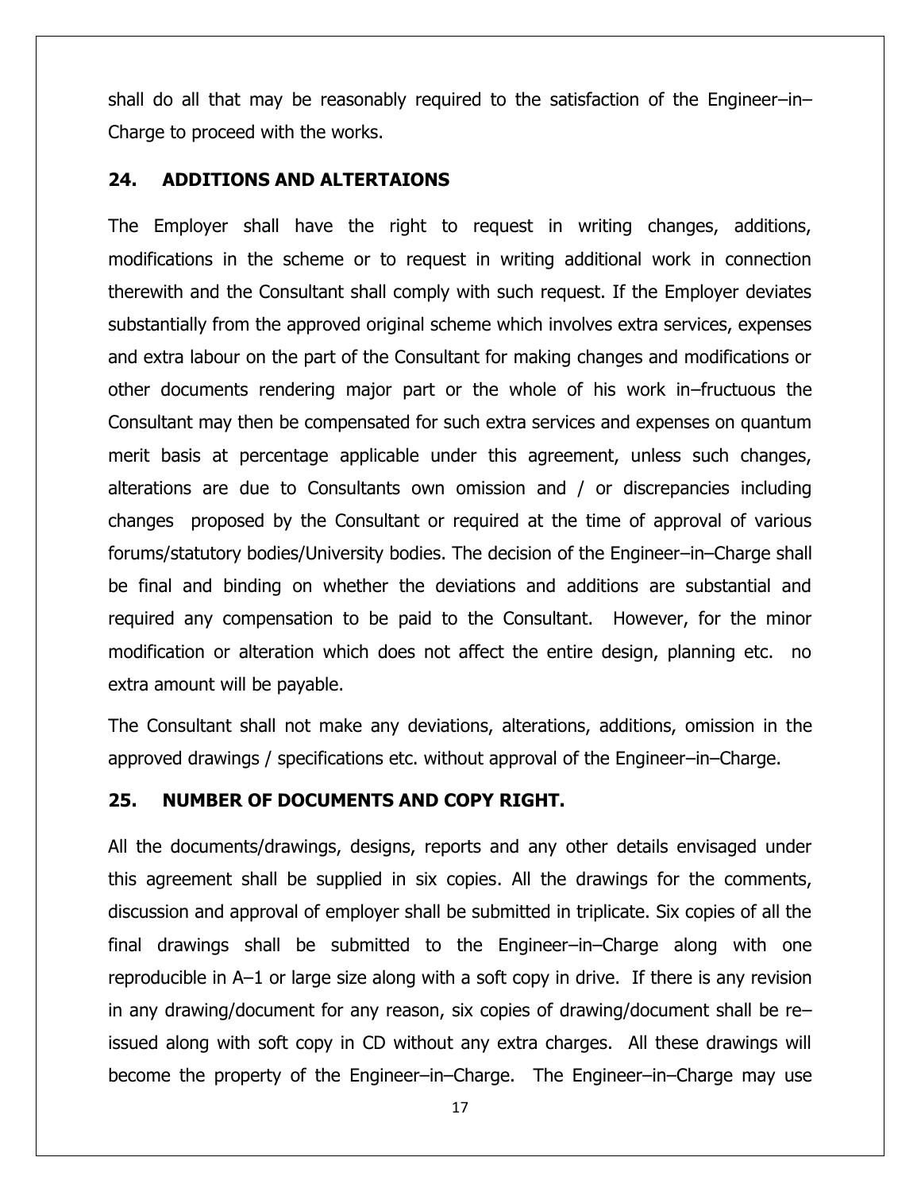shall do all that may be reasonably required to the satisfaction of the Engineer–in–Charge to proceed with the works.

## 24. ADDITIONS AND ALTERTAIONS

The Employer shall have the right to request in writing changes, additions, modifications in the scheme or to request in writing additional work in connection therewith and the Consultant shall comply with such request. If the Employer deviates substantially from the approved original scheme which involves extra services, expenses and extra labour on the part of the Consultant for making changes and modifications or other documents rendering major part or the whole of his work in–fructuous the Consultant may then be compensated for such extra services and expenses on quantum merit basis at percentage applicable under this agreement, unless such changes, alterations are due to Consultants own omission and / or discrepancies including changes proposed by the Consultant or required at the time of approval of various forums/statutory bodies/University bodies. The decision of the Engineer–in–Charge shall be final and binding on whether the deviations and additions are substantial and required any compensation to be paid to the Consultant. However, for the minor modification or alteration which does not affect the entire design, planning etc. no extra amount will be payable.

The Consultant shall not make any deviations, alterations, additions, omission in the approved drawings / specifications etc. without approval of the Engineer–in–Charge.

## 25. NUMBER OF DOCUMENTS AND COPY RIGHT.

All the documents/drawings, designs, reports and any other details envisaged under this agreement shall be supplied in six copies. All the drawings for the comments, discussion and approval of employer shall be submitted in triplicate. Six copies of all the final drawings shall be submitted to the Engineer–in–Charge along with one reproducible in A–1 or large size along with a soft copy in drive. If there is any revision in any drawing/document for any reason, six copies of drawing/document shall be re–issued along with soft copy in CD without any extra charges. All these drawings will become the property of the Engineer–in–Charge. The Engineer–in–Charge may use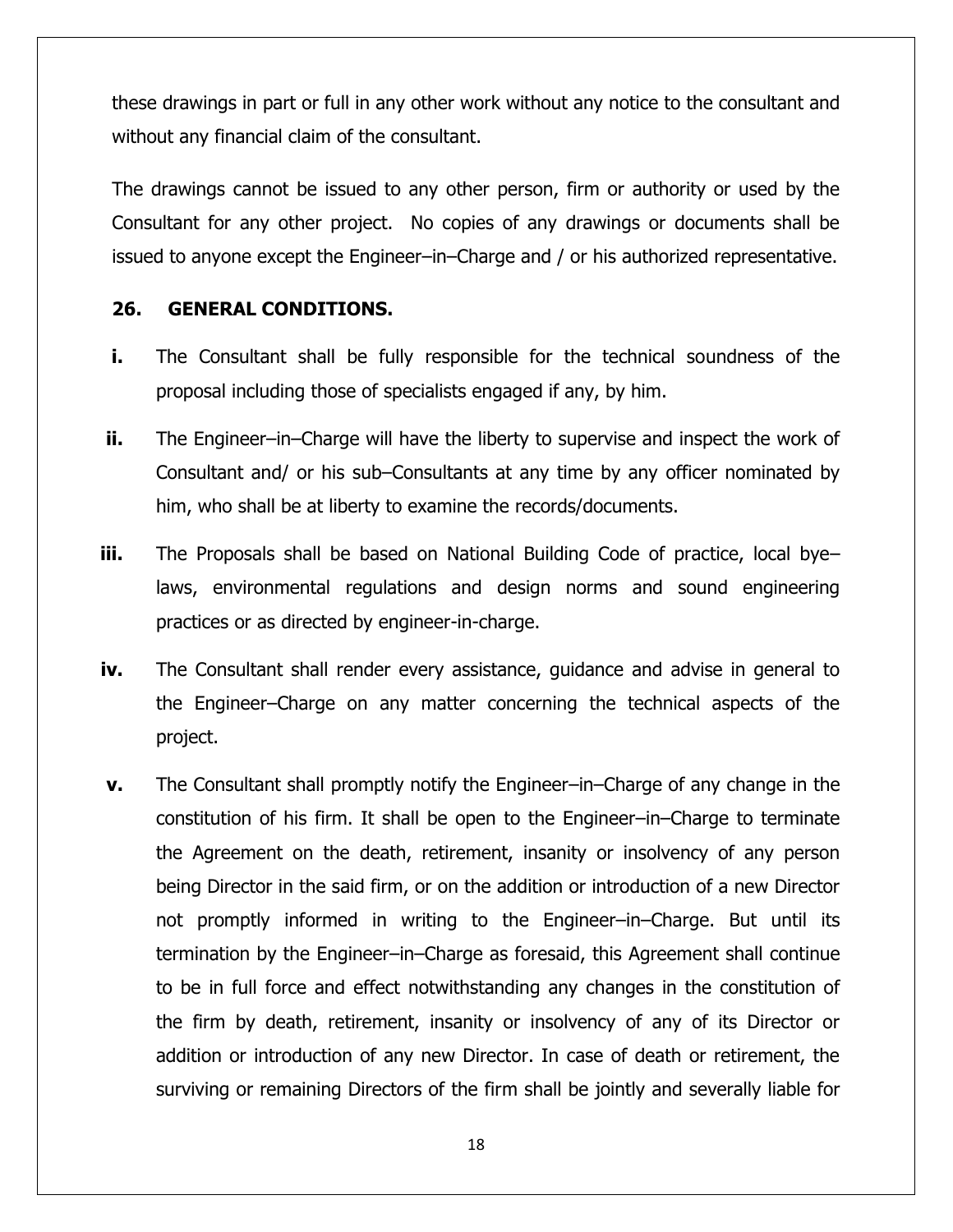these drawings in part or full in any other work without any notice to the consultant and without any financial claim of the consultant.

The drawings cannot be issued to any other person, firm or authority or used by the Consultant for any other project. No copies of any drawings or documents shall be issued to anyone except the Engineer–in–Charge and / or his authorized representative.

**26. GENERAL CONDITIONS.**

**i.** The Consultant shall be fully responsible for the technical soundness of the proposal including those of specialists engaged if any, by him.

**ii.** The Engineer–in–Charge will have the liberty to supervise and inspect the work of Consultant and/ or his sub–Consultants at any time by any officer nominated by him, who shall be at liberty to examine the records/documents.

**iii.** The Proposals shall be based on National Building Code of practice, local bye–laws, environmental regulations and design norms and sound engineering practices or as directed by engineer-in-charge.

**iv.** The Consultant shall render every assistance, guidance and advise in general to the Engineer–Charge on any matter concerning the technical aspects of the project.

**v.** The Consultant shall promptly notify the Engineer–in–Charge of any change in the constitution of his firm. It shall be open to the Engineer–in–Charge to terminate the Agreement on the death, retirement, insanity or insolvency of any person being Director in the said firm, or on the addition or introduction of a new Director not promptly informed in writing to the Engineer–in–Charge. But until its termination by the Engineer–in–Charge as foresaid, this Agreement shall continue to be in full force and effect notwithstanding any changes in the constitution of the firm by death, retirement, insanity or insolvency of any of its Director or addition or introduction of any new Director. In case of death or retirement, the surviving or remaining Directors of the firm shall be jointly and severally liable for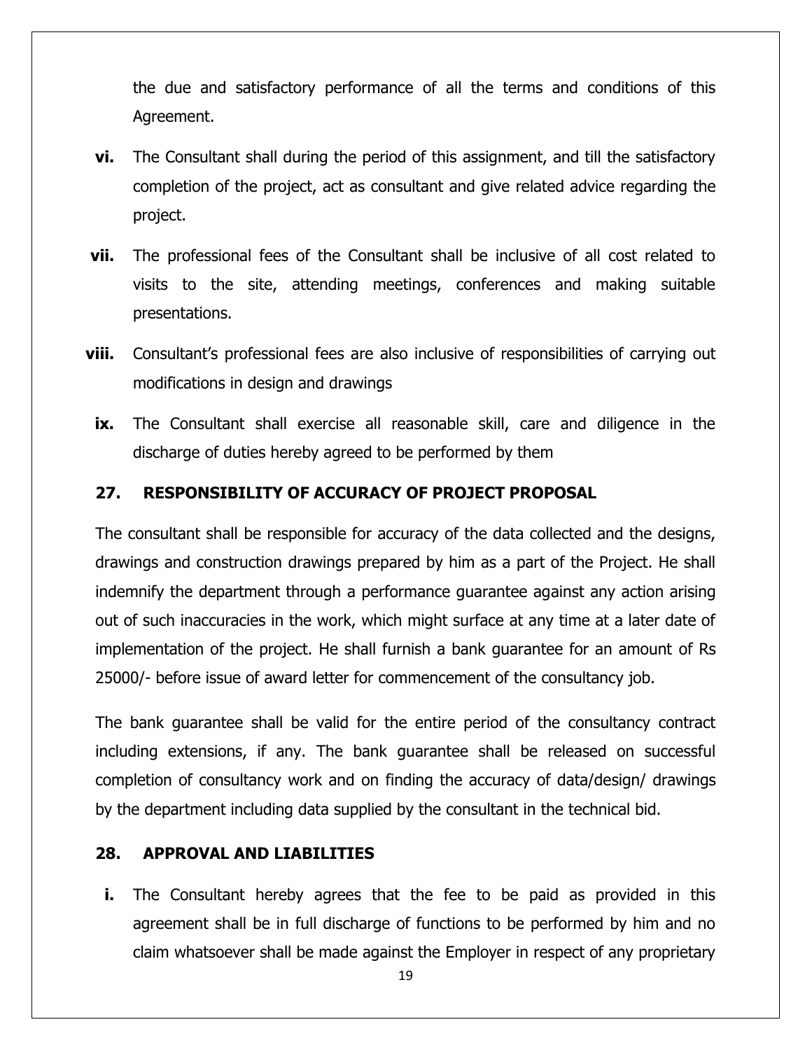the due and satisfactory performance of all the terms and conditions of this Agreement.

**vi.** The Consultant shall during the period of this assignment, and till the satisfactory completion of the project, act as consultant and give related advice regarding the project.

**vii.** The professional fees of the Consultant shall be inclusive of all cost related to visits to the site, attending meetings, conferences and making suitable presentations.

**viii.** Consultant's professional fees are also inclusive of responsibilities of carrying out modifications in design and drawings

**ix.** The Consultant shall exercise all reasonable skill, care and diligence in the discharge of duties hereby agreed to be performed by them

## 27. RESPONSIBILITY OF ACCURACY OF PROJECT PROPOSAL

The consultant shall be responsible for accuracy of the data collected and the designs, drawings and construction drawings prepared by him as a part of the Project. He shall indemnify the department through a performance guarantee against any action arising out of such inaccuracies in the work, which might surface at any time at a later date of implementation of the project. He shall furnish a bank guarantee for an amount of Rs 25000/- before issue of award letter for commencement of the consultancy job.

The bank guarantee shall be valid for the entire period of the consultancy contract including extensions, if any. The bank guarantee shall be released on successful completion of consultancy work and on finding the accuracy of data/design/ drawings by the department including data supplied by the consultant in the technical bid.

## 28. APPROVAL AND LIABILITIES

**i.** The Consultant hereby agrees that the fee to be paid as provided in this agreement shall be in full discharge of functions to be performed by him and no claim whatsoever shall be made against the Employer in respect of any proprietary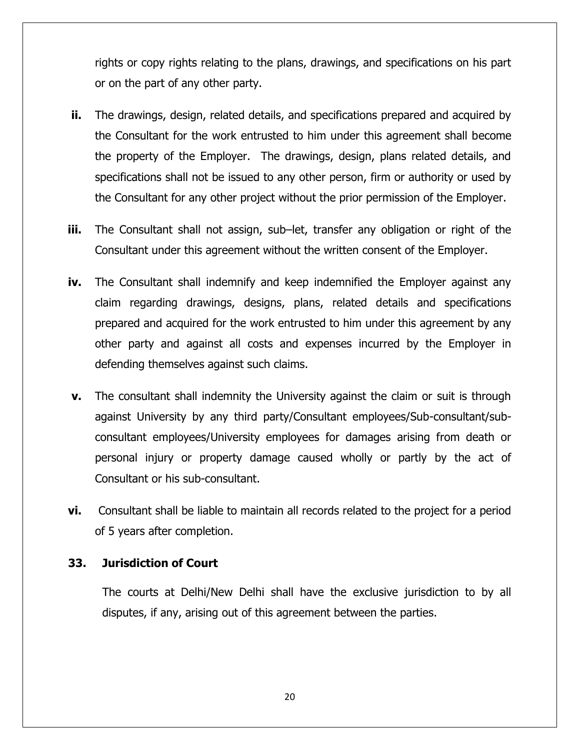rights or copy rights relating to the plans, drawings, and specifications on his part or on the part of any other party.

**ii.** The drawings, design, related details, and specifications prepared and acquired by the Consultant for the work entrusted to him under this agreement shall become the property of the Employer. The drawings, design, plans related details, and specifications shall not be issued to any other person, firm or authority or used by the Consultant for any other project without the prior permission of the Employer.

**iii.** The Consultant shall not assign, sub–let, transfer any obligation or right of the Consultant under this agreement without the written consent of the Employer.

**iv.** The Consultant shall indemnify and keep indemnified the Employer against any claim regarding drawings, designs, plans, related details and specifications prepared and acquired for the work entrusted to him under this agreement by any other party and against all costs and expenses incurred by the Employer in defending themselves against such claims.

**v.** The consultant shall indemnity the University against the claim or suit is through against University by any third party/Consultant employees/Sub-consultant/sub-consultant employees/University employees for damages arising from death or personal injury or property damage caused wholly or partly by the act of Consultant or his sub-consultant.

**vi.** Consultant shall be liable to maintain all records related to the project for a period of 5 years after completion.

### 33. Jurisdiction of Court

The courts at Delhi/New Delhi shall have the exclusive jurisdiction to by all disputes, if any, arising out of this agreement between the parties.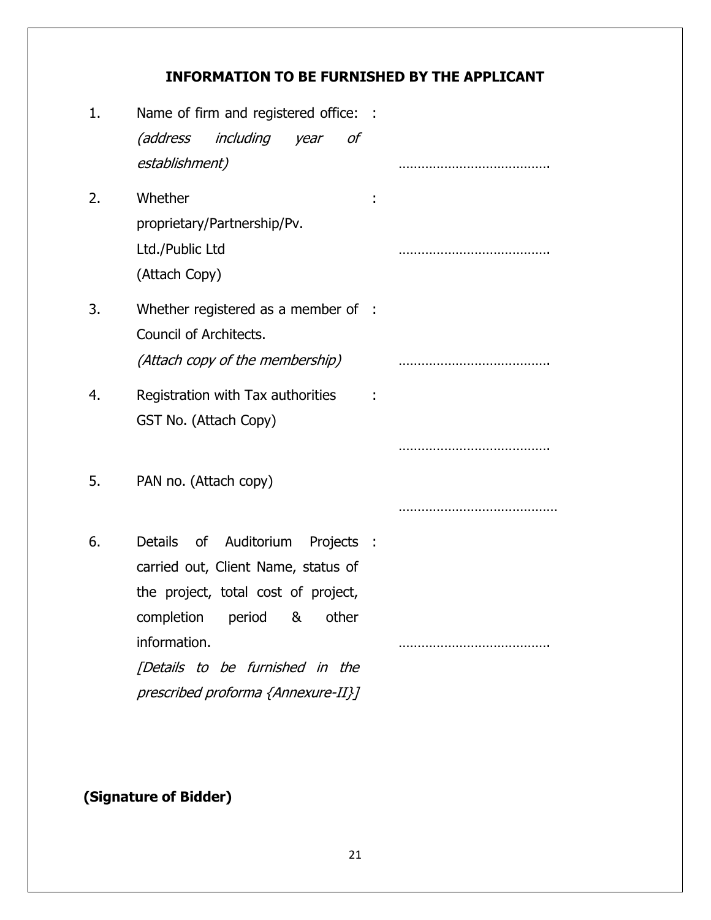## INFORMATION TO BE FURNISHED BY THE APPLICANT

| | | | |
|---|---|---|---|
| 1. | Name of firm and registered office: *(address including year of establishment)* | : | ………………………………. |
| 2. | Whether proprietary/Partnership/Pv. Ltd./Public Ltd (Attach Copy) | : | ………………………………. |
| 3. | Whether registered as a member of Council of Architects. *(Attach copy of the membership)* | : | ………………………………. |
| 4. | Registration with Tax authorities GST No. (Attach Copy) | : | ………………………………. |
| 5. | PAN no. (Attach copy) | | ………………………………… |
| 6. | Details of Auditorium Projects carried out, Client Name, status of the project, total cost of project, completion period & other information. *[Details to be furnished in the prescribed proforma {Annexure-II}]* | : | ………………………………. |

**(Signature of Bidder)**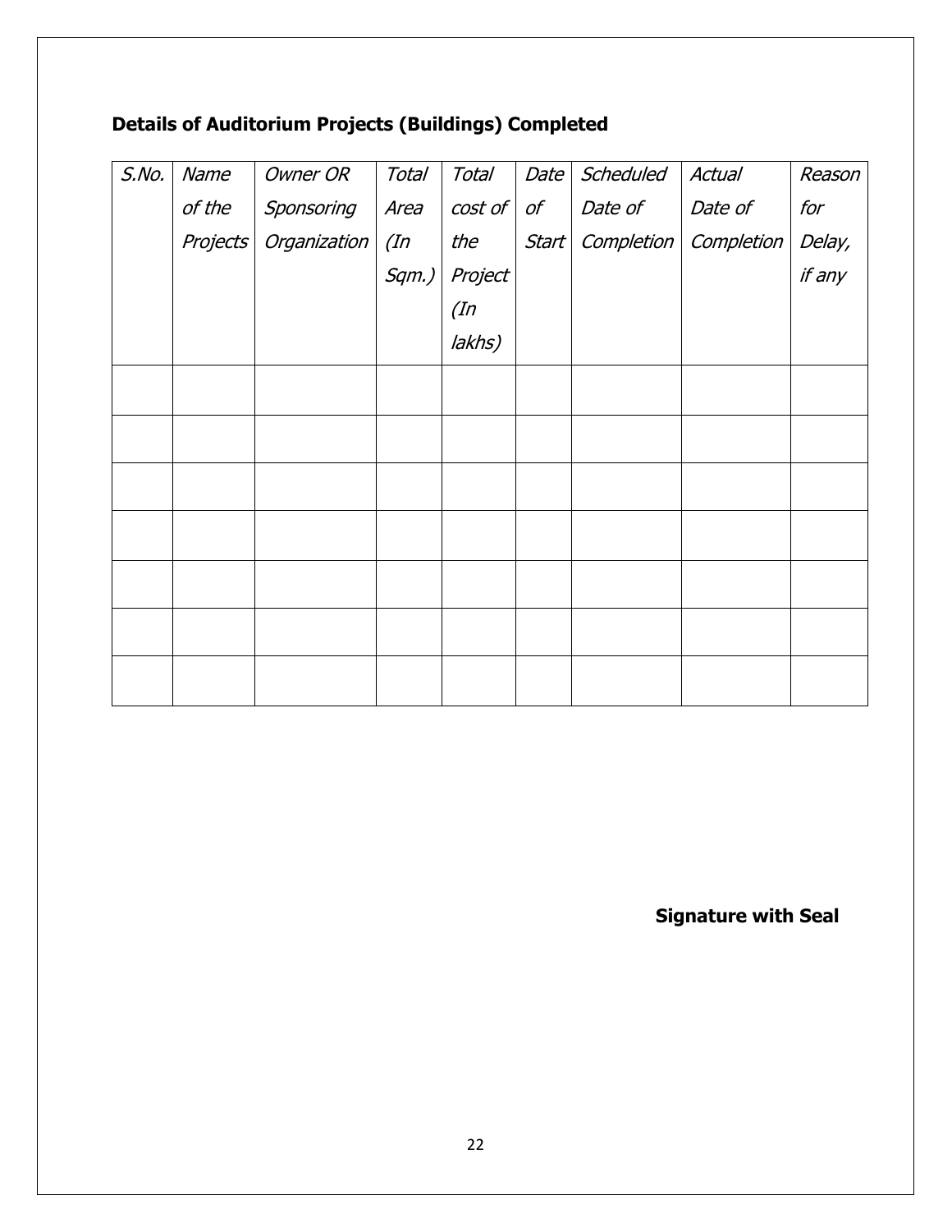**Details of Auditorium Projects (Buildings) Completed**

| *S.No.* | *Name of the Projects* | *Owner OR Sponsoring Organization* | *Total Area (In Sqm.)* | *Total cost of the Project (In lakhs)* | *Date of Start* | *Scheduled Date of Completion* | *Actual Date of Completion* | *Reason for Delay, if any* |
|---|---|---|---|---|---|---|---|---|
| | | | | | | | | |
| | | | | | | | | |
| | | | | | | | | |
| | | | | | | | | |
| | | | | | | | | |
| | | | | | | | | |
| | | | | | | | | |

**Signature with Seal**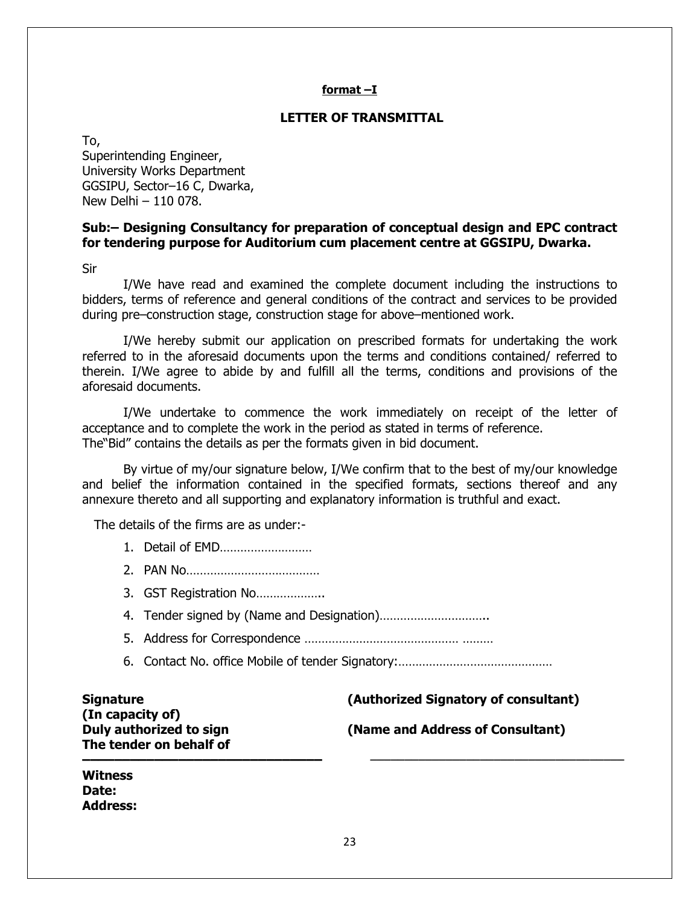**format –I**

## LETTER OF TRANSMITTAL

To,
Superintending Engineer,
University Works Department
GGSIPU, Sector–16 C, Dwarka,
New Delhi – 110 078.

**Sub:– Designing Consultancy for preparation of conceptual design and EPC contract for tendering purpose for Auditorium cum placement centre at GGSIPU, Dwarka.**

Sir

I/We have read and examined the complete document including the instructions to bidders, terms of reference and general conditions of the contract and services to be provided during pre–construction stage, construction stage for above–mentioned work.

I/We hereby submit our application on prescribed formats for undertaking the work referred to in the aforesaid documents upon the terms and conditions contained/ referred to therein. I/We agree to abide by and fulfill all the terms, conditions and provisions of the aforesaid documents.

I/We undertake to commence the work immediately on receipt of the letter of acceptance and to complete the work in the period as stated in terms of reference.
The"Bid" contains the details as per the formats given in bid document.

By virtue of my/our signature below, I/We confirm that to the best of my/our knowledge and belief the information contained in the specified formats, sections thereof and any annexure thereto and all supporting and explanatory information is truthful and exact.

The details of the firms are as under:-

1. Detail of EMD……………………
2. PAN No…………………………………
3. GST Registration No………………..
4. Tender signed by (Name and Designation)…………………………..
5. Address for Correspondence …………………………………… ………
6. Contact No. office Mobile of tender Signatory:………………………………………

**Signature** **(Authorized Signatory of consultant)**
**(In capacity of)**
**Duly authorized to sign** **(Name and Address of Consultant)**
**The tender on behalf of**
______________________________ ______________________________

**Witness**
**Date:**
**Address:**